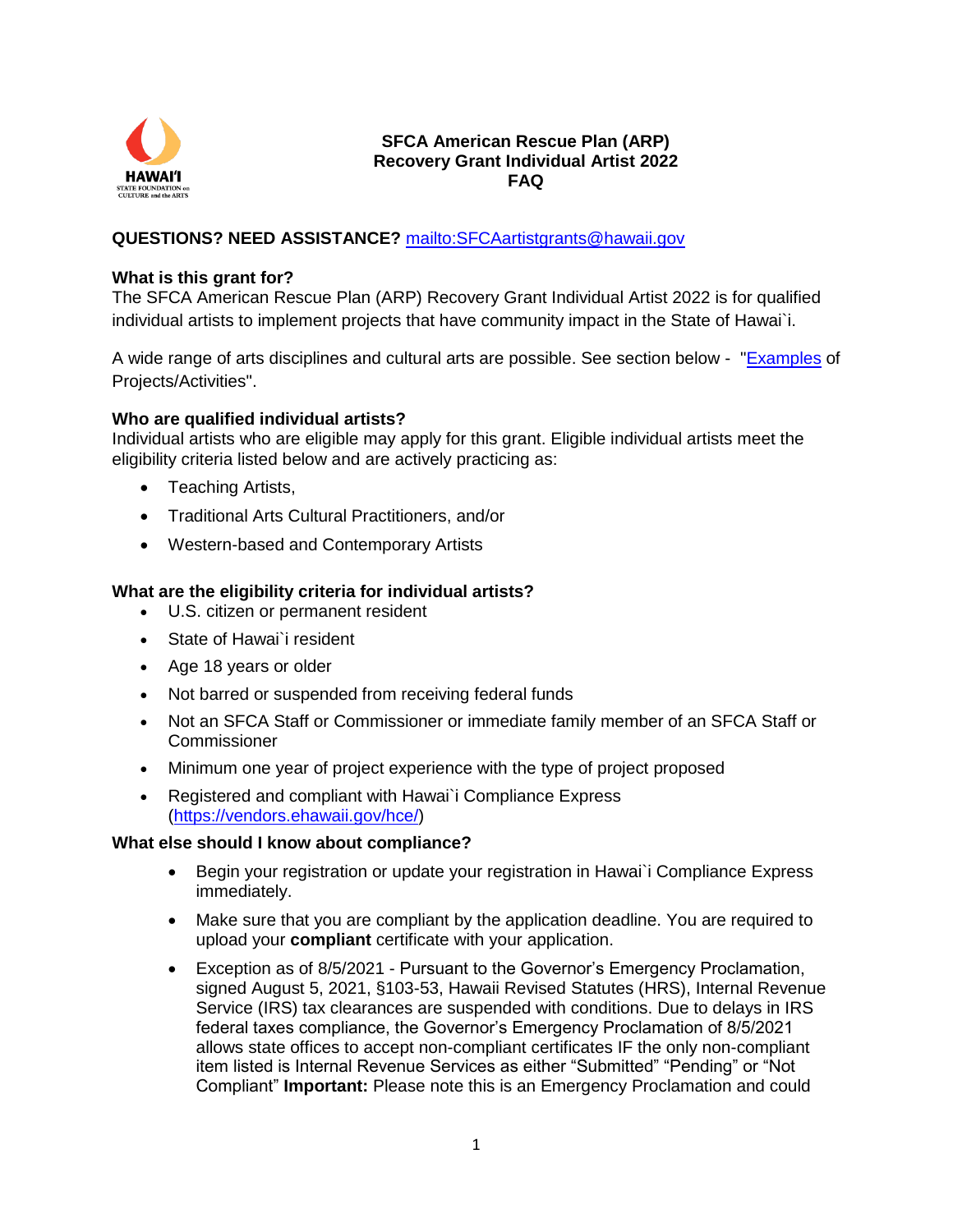HAWAI'I STATE FOUNDATION on CULTURE and the ARTS

# SFCA American Rescue Plan (ARP) Recovery Grant Individual Artist 2022 FAQ

**QUESTIONS? NEED ASSISTANCE?** [mailto:SFCAartistgrants@hawaii.gov](mailto:SFCAartistgrants@hawaii.gov)

**What is this grant for?**
The SFCA American Rescue Plan (ARP) Recovery Grant Individual Artist 2022 is for qualified individual artists to implement projects that have community impact in the State of Hawai`i.

A wide range of arts disciplines and cultural arts are possible. See section below - "[Examples](#) of Projects/Activities".

**Who are qualified individual artists?**
Individual artists who are eligible may apply for this grant. Eligible individual artists meet the eligibility criteria listed below and are actively practicing as:

- Teaching Artists,
- Traditional Arts Cultural Practitioners, and/or
- Western-based and Contemporary Artists

**What are the eligibility criteria for individual artists?**

- U.S. citizen or permanent resident
- State of Hawai`i resident
- Age 18 years or older
- Not barred or suspended from receiving federal funds
- Not an SFCA Staff or Commissioner or immediate family member of an SFCA Staff or Commissioner
- Minimum one year of project experience with the type of project proposed
- Registered and compliant with Hawai`i Compliance Express ([https://vendors.ehawaii.gov/hce/](https://vendors.ehawaii.gov/hce/))

**What else should I know about compliance?**

- Begin your registration or update your registration in Hawai`i Compliance Express immediately.
- Make sure that you are compliant by the application deadline. You are required to upload your **compliant** certificate with your application.
- Exception as of 8/5/2021 - Pursuant to the Governor's Emergency Proclamation, signed August 5, 2021, §103-53, Hawaii Revised Statutes (HRS), Internal Revenue Service (IRS) tax clearances are suspended with conditions. Due to delays in IRS federal taxes compliance, the Governor's Emergency Proclamation of 8/5/2021 allows state offices to accept non-compliant certificates IF the only non-compliant item listed is Internal Revenue Services as either "Submitted" "Pending" or "Not Compliant" **Important:** Please note this is an Emergency Proclamation and could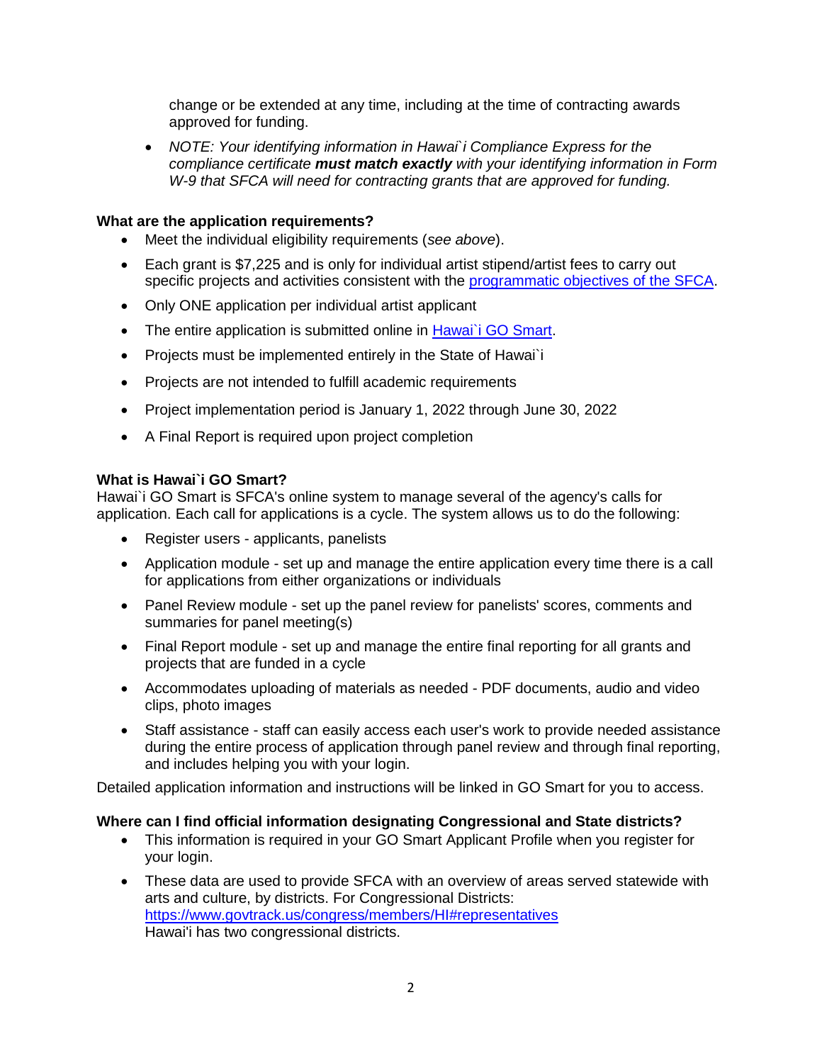change or be extended at any time, including at the time of contracting awards approved for funding.

- *NOTE: Your identifying information in Hawai`i Compliance Express for the compliance certificate **must match exactly** with your identifying information in Form W-9 that SFCA will need for contracting grants that are approved for funding.*

**What are the application requirements?**

- Meet the individual eligibility requirements (*see above*).
- Each grant is $7,225 and is only for individual artist stipend/artist fees to carry out specific projects and activities consistent with the [programmatic objectives of the SFCA](programmatic objectives of the SFCA).
- Only ONE application per individual artist applicant
- The entire application is submitted online in [Hawai`i GO Smart](Hawai`i GO Smart).
- Projects must be implemented entirely in the State of Hawai`i
- Projects are not intended to fulfill academic requirements
- Project implementation period is January 1, 2022 through June 30, 2022
- A Final Report is required upon project completion

**What is Hawai`i GO Smart?**

Hawai`i GO Smart is SFCA's online system to manage several of the agency's calls for application. Each call for applications is a cycle. The system allows us to do the following:

- Register users - applicants, panelists
- Application module - set up and manage the entire application every time there is a call for applications from either organizations or individuals
- Panel Review module - set up the panel review for panelists' scores, comments and summaries for panel meeting(s)
- Final Report module - set up and manage the entire final reporting for all grants and projects that are funded in a cycle
- Accommodates uploading of materials as needed - PDF documents, audio and video clips, photo images
- Staff assistance - staff can easily access each user's work to provide needed assistance during the entire process of application through panel review and through final reporting, and includes helping you with your login.

Detailed application information and instructions will be linked in GO Smart for you to access.

**Where can I find official information designating Congressional and State districts?**

- This information is required in your GO Smart Applicant Profile when you register for your login.
- These data are used to provide SFCA with an overview of areas served statewide with arts and culture, by districts. For Congressional Districts: https://www.govtrack.us/congress/members/HI#representatives
  Hawai'i has two congressional districts.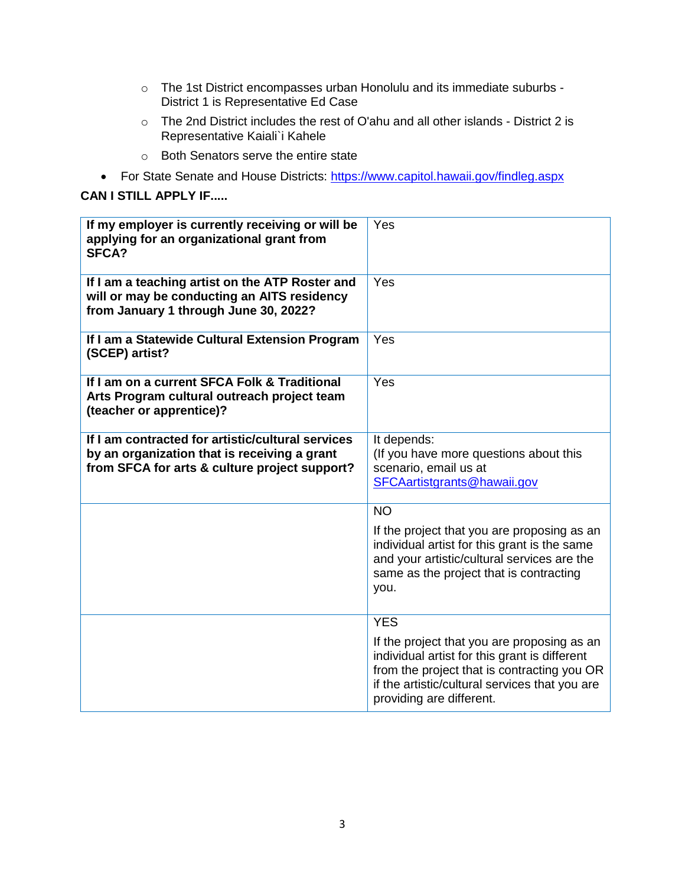- The 1st District encompasses urban Honolulu and its immediate suburbs - District 1 is Representative Ed Case
  - The 2nd District includes the rest of O'ahu and all other islands - District 2 is Representative Kaiali`i Kahele
  - Both Senators serve the entire state
- For State Senate and House Districts: [https://www.capitol.hawaii.gov/findleg.aspx](https://www.capitol.hawaii.gov/findleg.aspx)

**CAN I STILL APPLY IF.....**

| | |
|---|---|
| **If my employer is currently receiving or will be applying for an organizational grant from SFCA?** | Yes |
| **If I am a teaching artist on the ATP Roster and will or may be conducting an AITS residency from January 1 through June 30, 2022?** | Yes |
| **If I am a Statewide Cultural Extension Program (SCEP) artist?** | Yes |
| **If I am on a current SFCA Folk & Traditional Arts Program cultural outreach project team (teacher or apprentice)?** | Yes |
| **If I am contracted for artistic/cultural services by an organization that is receiving a grant from SFCA for arts & culture project support?** | It depends:<br>(If you have more questions about this scenario, email us at [SFCAartistgrants@hawaii.gov](mailto:SFCAartistgrants@hawaii.gov) |
| | NO<br>If the project that you are proposing as an individual artist for this grant is the same and your artistic/cultural services are the same as the project that is contracting you. |
| | YES<br>If the project that you are proposing as an individual artist for this grant is different from the project that is contracting you OR if the artistic/cultural services that you are providing are different. |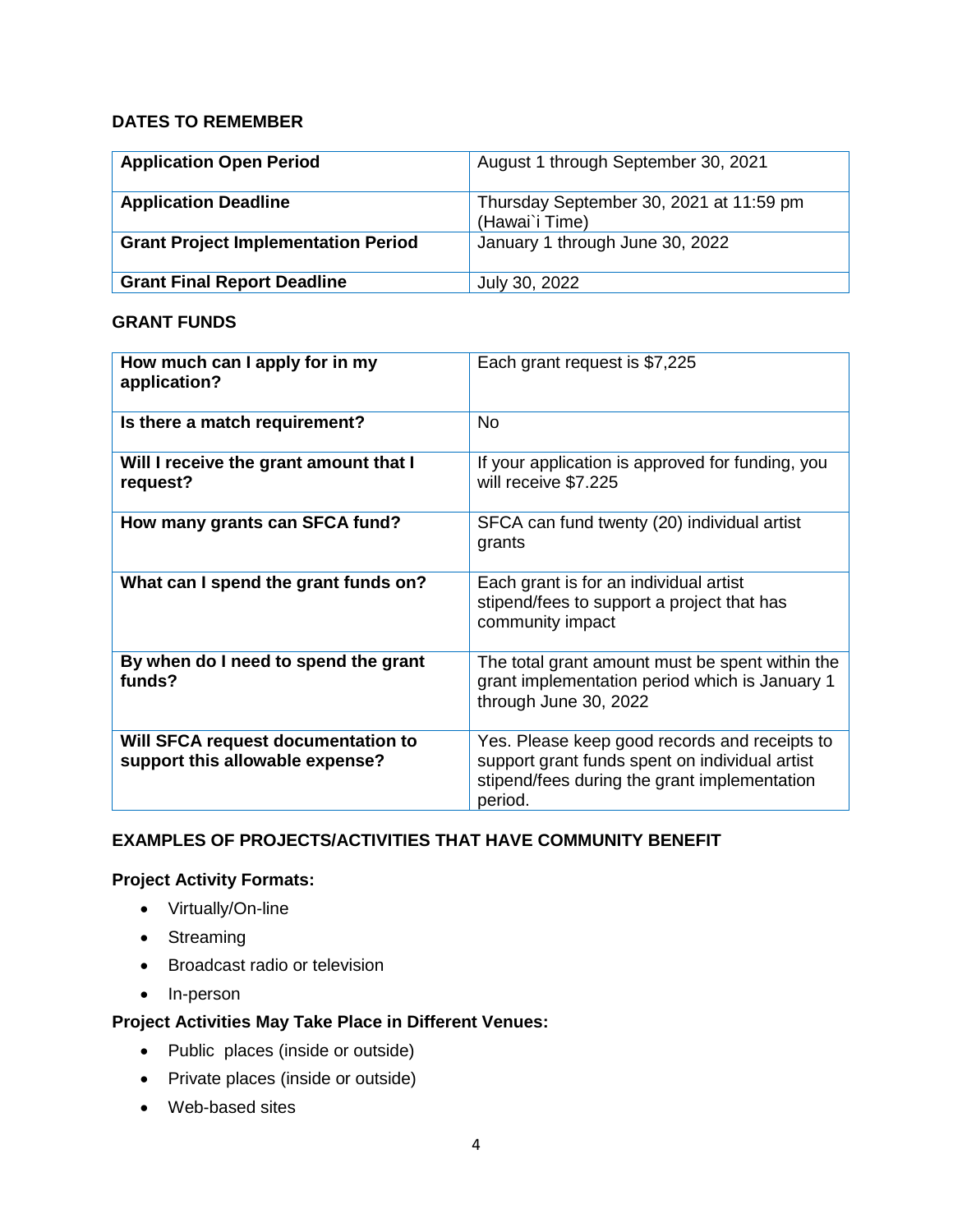**DATES TO REMEMBER**

| **Application Open Period** | August 1 through September 30, 2021 |
|---|---|
| **Application Deadline** | Thursday September 30, 2021 at 11:59 pm (Hawai`i Time) |
| **Grant Project Implementation Period** | January 1 through June 30, 2022 |
| **Grant Final Report Deadline** | July 30, 2022 |

**GRANT FUNDS**

| **How much can I apply for in my application?** | Each grant request is $7,225 |
|---|---|
| **Is there a match requirement?** | No |
| **Will I receive the grant amount that I request?** | If your application is approved for funding, you will receive $7.225 |
| **How many grants can SFCA fund?** | SFCA can fund twenty (20) individual artist grants |
| **What can I spend the grant funds on?** | Each grant is for an individual artist stipend/fees to support a project that has community impact |
| **By when do I need to spend the grant funds?** | The total grant amount must be spent within the grant implementation period which is January 1 through June 30, 2022 |
| **Will SFCA request documentation to support this allowable expense?** | Yes. Please keep good records and receipts to support grant funds spent on individual artist stipend/fees during the grant implementation period. |

**EXAMPLES OF PROJECTS/ACTIVITIES THAT HAVE COMMUNITY BENEFIT**

**Project Activity Formats:**

- Virtually/On-line
- Streaming
- Broadcast radio or television
- In-person

**Project Activities May Take Place in Different Venues:**

- Public places (inside or outside)
- Private places (inside or outside)
- Web-based sites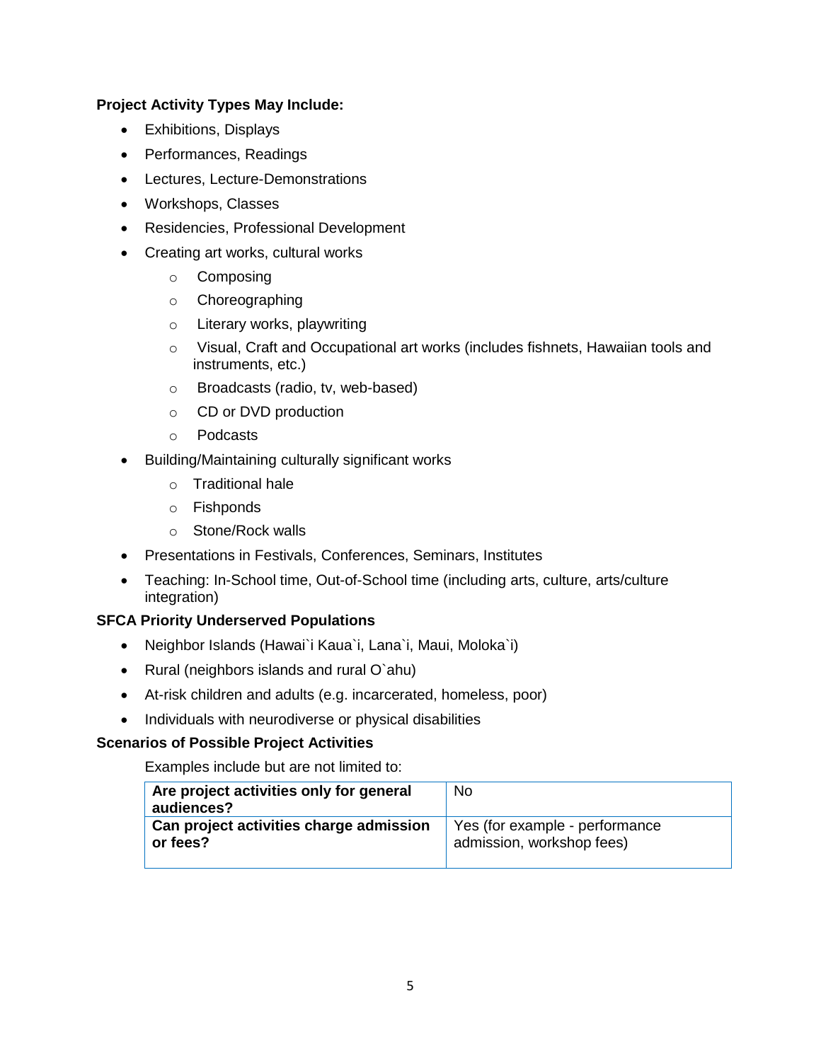**Project Activity Types May Include:**

- Exhibitions, Displays
- Performances, Readings
- Lectures, Lecture-Demonstrations
- Workshops, Classes
- Residencies, Professional Development
- Creating art works, cultural works
    - Composing
    - Choreographing
    - Literary works, playwriting
    - Visual, Craft and Occupational art works (includes fishnets, Hawaiian tools and instruments, etc.)
    - Broadcasts (radio, tv, web-based)
    - CD or DVD production
    - Podcasts
- Building/Maintaining culturally significant works
    - Traditional hale
    - Fishponds
    - Stone/Rock walls
- Presentations in Festivals, Conferences, Seminars, Institutes
- Teaching: In-School time, Out-of-School time (including arts, culture, arts/culture integration)

**SFCA Priority Underserved Populations**

- Neighbor Islands (Hawai`i Kaua`i, Lana`i, Maui, Moloka`i)
- Rural (neighbors islands and rural O`ahu)
- At-risk children and adults (e.g. incarcerated, homeless, poor)
- Individuals with neurodiverse or physical disabilities

**Scenarios of Possible Project Activities**

Examples include but are not limited to:

| **Are project activities only for general audiences?** | No |
|---|---|
| **Can project activities charge admission or fees?** | Yes (for example - performance admission, workshop fees) |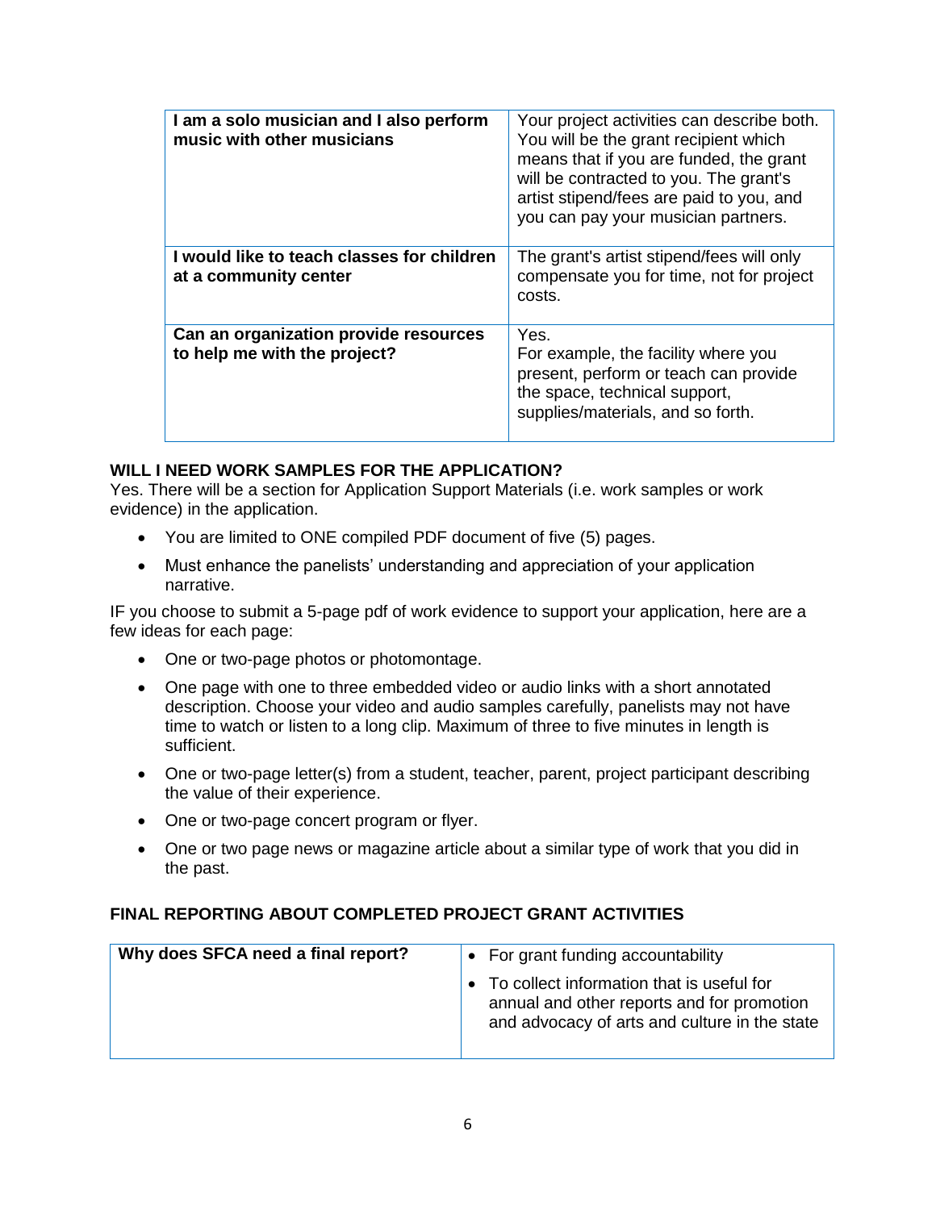| **I am a solo musician and I also perform music with other musicians** | Your project activities can describe both. You will be the grant recipient which means that if you are funded, the grant will be contracted to you. The grant's artist stipend/fees are paid to you, and you can pay your musician partners. |
|---|---|
| **I would like to teach classes for children at a community center** | The grant's artist stipend/fees will only compensate you for time, not for project costs. |
| **Can an organization provide resources to help me with the project?** | Yes.<br>For example, the facility where you present, perform or teach can provide the space, technical support, supplies/materials, and so forth. |

**WILL I NEED WORK SAMPLES FOR THE APPLICATION?**

Yes. There will be a section for Application Support Materials (i.e. work samples or work evidence) in the application.

- You are limited to ONE compiled PDF document of five (5) pages.
- Must enhance the panelists' understanding and appreciation of your application narrative.

IF you choose to submit a 5-page pdf of work evidence to support your application, here are a few ideas for each page:

- One or two-page photos or photomontage.
- One page with one to three embedded video or audio links with a short annotated description. Choose your video and audio samples carefully, panelists may not have time to watch or listen to a long clip. Maximum of three to five minutes in length is sufficient.
- One or two-page letter(s) from a student, teacher, parent, project participant describing the value of their experience.
- One or two-page concert program or flyer.
- One or two page news or magazine article about a similar type of work that you did in the past.

**FINAL REPORTING ABOUT COMPLETED PROJECT GRANT ACTIVITIES**

| **Why does SFCA need a final report?** | • For grant funding accountability<br>• To collect information that is useful for annual and other reports and for promotion and advocacy of arts and culture in the state |
|---|---|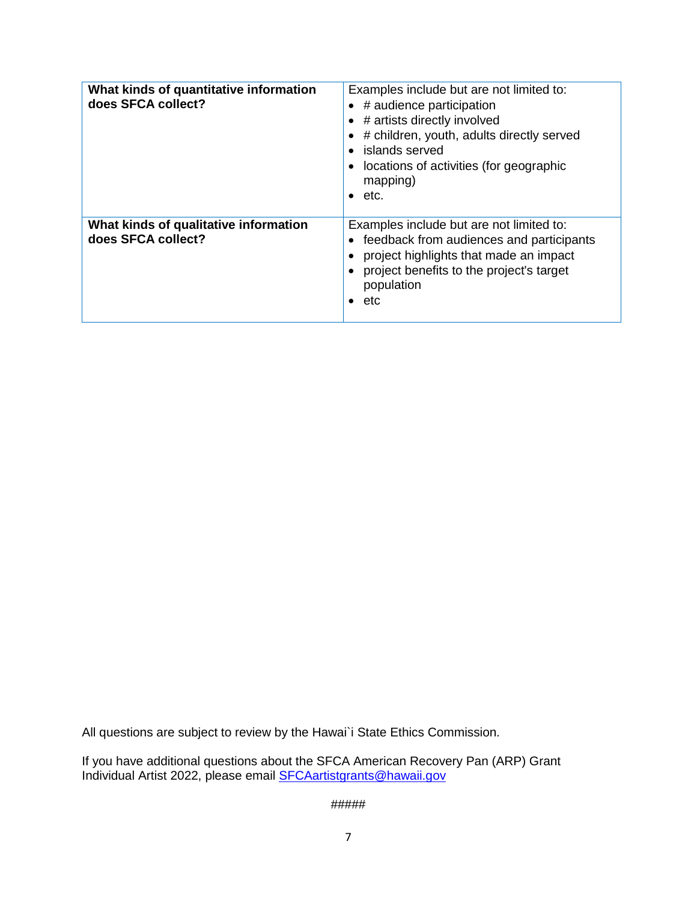| | |
|---|---|
| **What kinds of quantitative information does SFCA collect?** | Examples include but are not limited to:<br>• # audience participation<br>• # artists directly involved<br>• # children, youth, adults directly served<br>• islands served<br>• locations of activities (for geographic mapping)<br>• etc. |
| **What kinds of qualitative information does SFCA collect?** | Examples include but are not limited to:<br>• feedback from audiences and participants<br>• project highlights that made an impact<br>• project benefits to the project's target population<br>• etc |

All questions are subject to review by the Hawai`i State Ethics Commission.

If you have additional questions about the SFCA American Recovery Pan (ARP) Grant Individual Artist 2022, please email [SFCAartistgrants@hawaii.gov](mailto:SFCAartistgrants@hawaii.gov)

#####